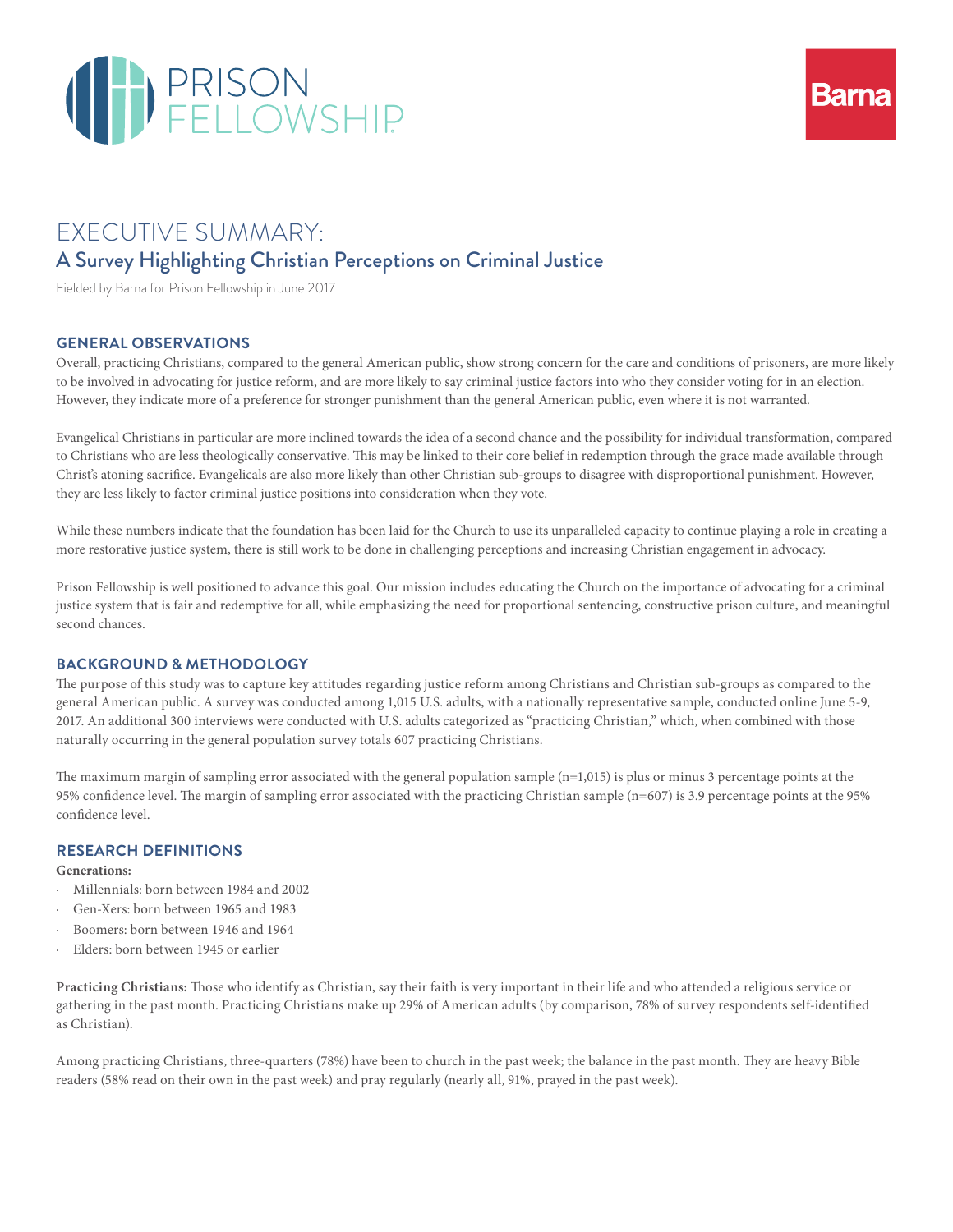PRISON FELLOWSHIP

Barna

# EXECUTIVE SUMMARY:

## A Survey Highlighting Christian Perceptions on Criminal Justice

Fielded by Barna for Prison Fellowship in June 2017

### GENERAL OBSERVATIONS

Overall, practicing Christians, compared to the general American public, show strong concern for the care and conditions of prisoners, are more likely to be involved in advocating for justice reform, and are more likely to say criminal justice factors into who they consider voting for in an election. However, they indicate more of a preference for stronger punishment than the general American public, even where it is not warranted.

Evangelical Christians in particular are more inclined towards the idea of a second chance and the possibility for individual transformation, compared to Christians who are less theologically conservative. This may be linked to their core belief in redemption through the grace made available through Christ's atoning sacrifice. Evangelicals are also more likely than other Christian sub-groups to disagree with disproportional punishment. However, they are less likely to factor criminal justice positions into consideration when they vote.

While these numbers indicate that the foundation has been laid for the Church to use its unparalleled capacity to continue playing a role in creating a more restorative justice system, there is still work to be done in challenging perceptions and increasing Christian engagement in advocacy.

Prison Fellowship is well positioned to advance this goal. Our mission includes educating the Church on the importance of advocating for a criminal justice system that is fair and redemptive for all, while emphasizing the need for proportional sentencing, constructive prison culture, and meaningful second chances.

### BACKGROUND & METHODOLOGY

The purpose of this study was to capture key attitudes regarding justice reform among Christians and Christian sub-groups as compared to the general American public. A survey was conducted among 1,015 U.S. adults, with a nationally representative sample, conducted online June 5-9, 2017. An additional 300 interviews were conducted with U.S. adults categorized as "practicing Christian," which, when combined with those naturally occurring in the general population survey totals 607 practicing Christians.

The maximum margin of sampling error associated with the general population sample (n=1,015) is plus or minus 3 percentage points at the 95% confidence level. The margin of sampling error associated with the practicing Christian sample (n=607) is 3.9 percentage points at the 95% confidence level.

### RESEARCH DEFINITIONS

**Generations:**

- Millennials: born between 1984 and 2002
- Gen-Xers: born between 1965 and 1983
- Boomers: born between 1946 and 1964
- Elders: born between 1945 or earlier

**Practicing Christians:** Those who identify as Christian, say their faith is very important in their life and who attended a religious service or gathering in the past month. Practicing Christians make up 29% of American adults (by comparison, 78% of survey respondents self-identified as Christian).

Among practicing Christians, three-quarters (78%) have been to church in the past week; the balance in the past month. They are heavy Bible readers (58% read on their own in the past week) and pray regularly (nearly all, 91%, prayed in the past week).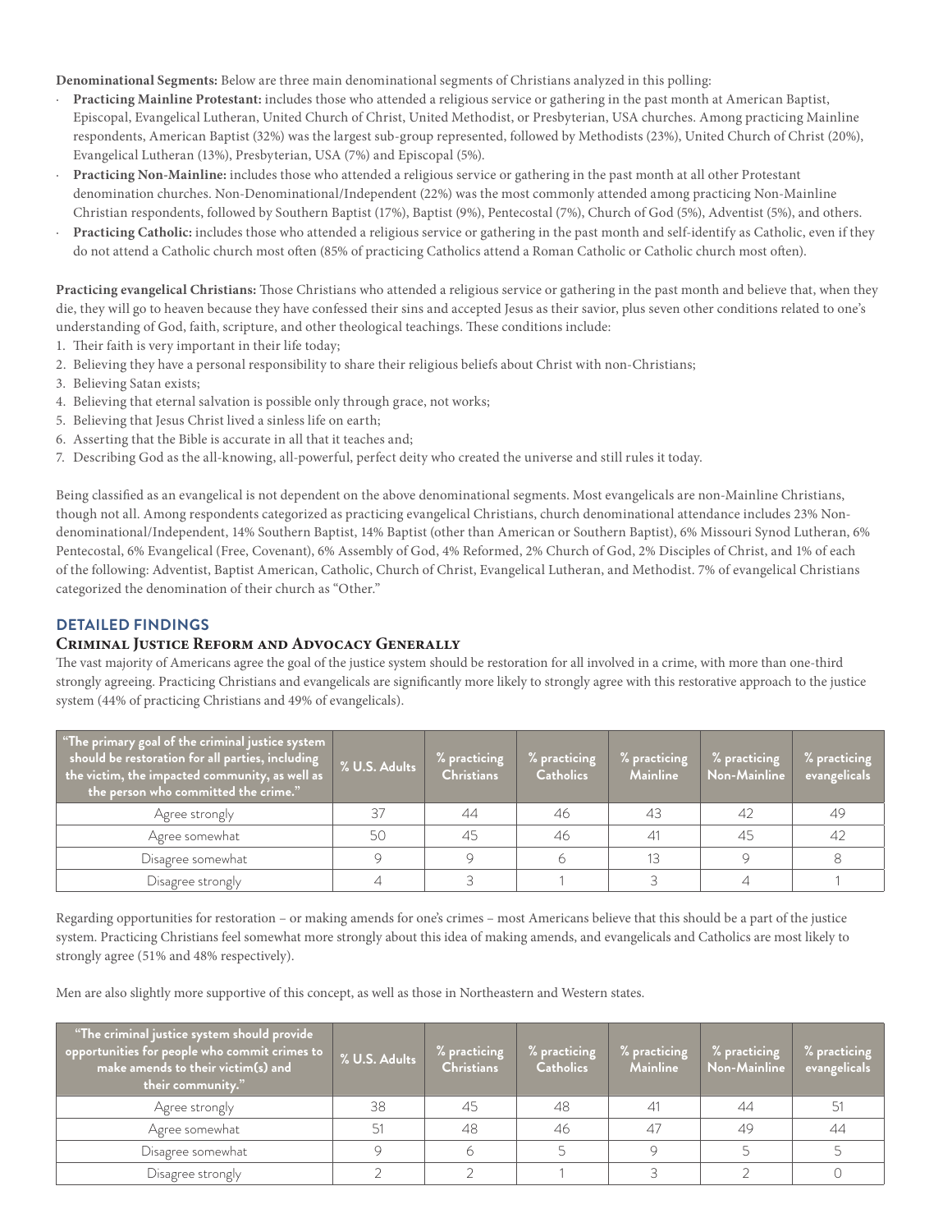**Denominational Segments:** Below are three main denominational segments of Christians analyzed in this polling:

- **Practicing Mainline Protestant:** includes those who attended a religious service or gathering in the past month at American Baptist, Episcopal, Evangelical Lutheran, United Church of Christ, United Methodist, or Presbyterian, USA churches. Among practicing Mainline respondents, American Baptist (32%) was the largest sub-group represented, followed by Methodists (23%), United Church of Christ (20%), Evangelical Lutheran (13%), Presbyterian, USA (7%) and Episcopal (5%).
- **Practicing Non-Mainline:** includes those who attended a religious service or gathering in the past month at all other Protestant denomination churches. Non-Denominational/Independent (22%) was the most commonly attended among practicing Non-Mainline Christian respondents, followed by Southern Baptist (17%), Baptist (9%), Pentecostal (7%), Church of God (5%), Adventist (5%), and others.
- **Practicing Catholic:** includes those who attended a religious service or gathering in the past month and self-identify as Catholic, even if they do not attend a Catholic church most often (85% of practicing Catholics attend a Roman Catholic or Catholic church most often).

**Practicing evangelical Christians:** Those Christians who attended a religious service or gathering in the past month and believe that, when they die, they will go to heaven because they have confessed their sins and accepted Jesus as their savior, plus seven other conditions related to one's understanding of God, faith, scripture, and other theological teachings. These conditions include:

1. Their faith is very important in their life today;
2. Believing they have a personal responsibility to share their religious beliefs about Christ with non-Christians;
3. Believing Satan exists;
4. Believing that eternal salvation is possible only through grace, not works;
5. Believing that Jesus Christ lived a sinless life on earth;
6. Asserting that the Bible is accurate in all that it teaches and;
7. Describing God as the all-knowing, all-powerful, perfect deity who created the universe and still rules it today.

Being classified as an evangelical is not dependent on the above denominational segments. Most evangelicals are non-Mainline Christians, though not all. Among respondents categorized as practicing evangelical Christians, church denominational attendance includes 23% Non-denominational/Independent, 14% Southern Baptist, 14% Baptist (other than American or Southern Baptist), 6% Missouri Synod Lutheran, 6% Pentecostal, 6% Evangelical (Free, Covenant), 6% Assembly of God, 4% Reformed, 2% Church of God, 2% Disciples of Christ, and 1% of each of the following: Adventist, Baptist American, Catholic, Church of Christ, Evangelical Lutheran, and Methodist. 7% of evangelical Christians categorized the denomination of their church as "Other."

## DETAILED FINDINGS

### Criminal Justice Reform and Advocacy Generally

The vast majority of Americans agree the goal of the justice system should be restoration for all involved in a crime, with more than one-third strongly agreeing. Practicing Christians and evangelicals are significantly more likely to strongly agree with this restorative approach to the justice system (44% of practicing Christians and 49% of evangelicals).

| "The primary goal of the criminal justice system should be restoration for all parties, including the victim, the impacted community, as well as the person who committed the crime." | % U.S. Adults | % practicing Christians | % practicing Catholics | % practicing Mainline | % practicing Non-Mainline | % practicing evangelicals |
|---|---|---|---|---|---|---|
| Agree strongly | 37 | 44 | 46 | 43 | 42 | 49 |
| Agree somewhat | 50 | 45 | 46 | 41 | 45 | 42 |
| Disagree somewhat | 9 | 9 | 6 | 13 | 9 | 8 |
| Disagree strongly | 4 | 3 | 1 | 3 | 4 | 1 |

Regarding opportunities for restoration – or making amends for one's crimes – most Americans believe that this should be a part of the justice system. Practicing Christians feel somewhat more strongly about this idea of making amends, and evangelicals and Catholics are most likely to strongly agree (51% and 48% respectively).

Men are also slightly more supportive of this concept, as well as those in Northeastern and Western states.

| "The criminal justice system should provide opportunities for people who commit crimes to make amends to their victim(s) and their community." | % U.S. Adults | % practicing Christians | % practicing Catholics | % practicing Mainline | % practicing Non-Mainline | % practicing evangelicals |
|---|---|---|---|---|---|---|
| Agree strongly | 38 | 45 | 48 | 41 | 44 | 51 |
| Agree somewhat | 51 | 48 | 46 | 47 | 49 | 44 |
| Disagree somewhat | 9 | 6 | 5 | 9 | 5 | 5 |
| Disagree strongly | 2 | 2 | 1 | 3 | 2 | 0 |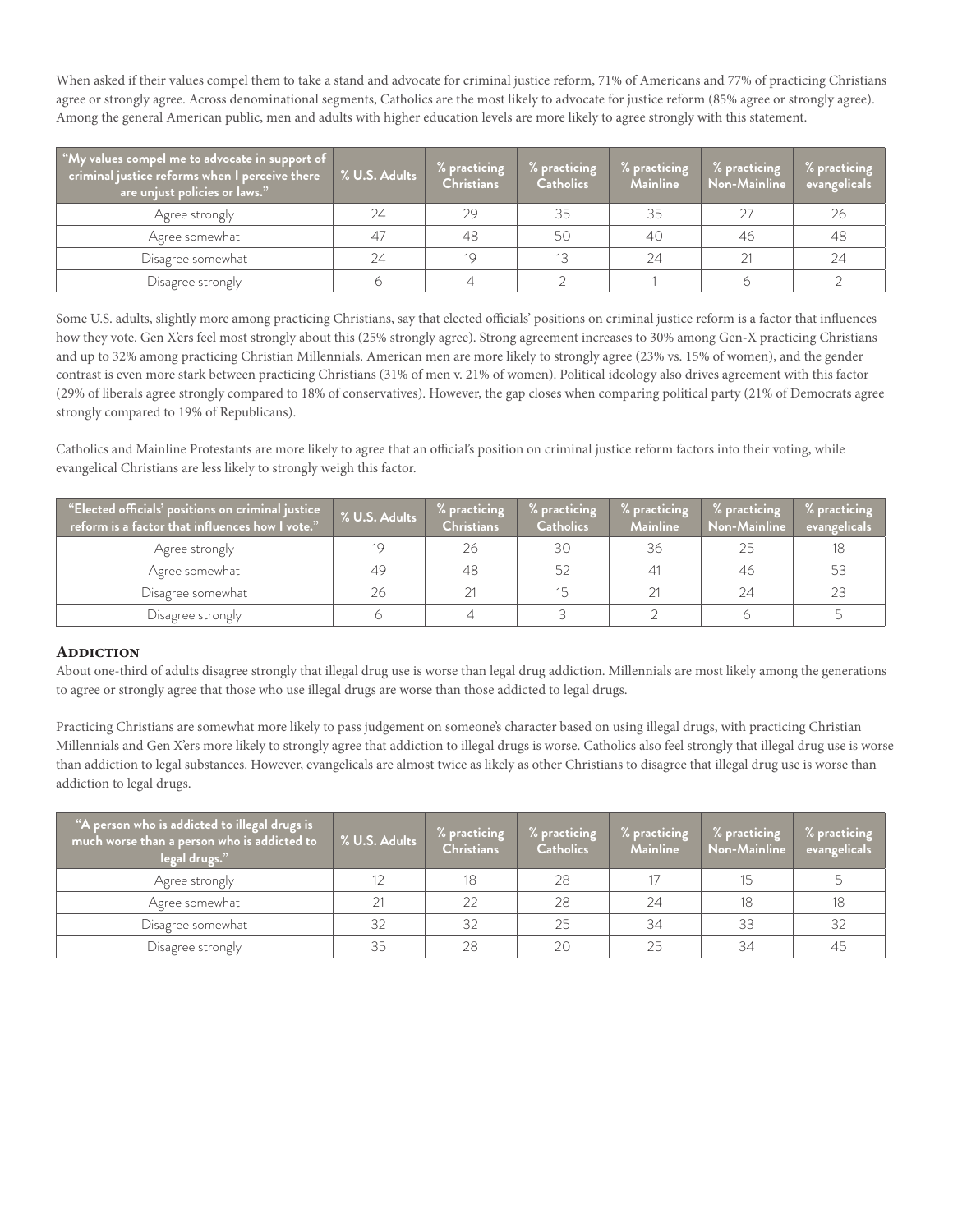When asked if their values compel them to take a stand and advocate for criminal justice reform, 71% of Americans and 77% of practicing Christians agree or strongly agree. Across denominational segments, Catholics are the most likely to advocate for justice reform (85% agree or strongly agree). Among the general American public, men and adults with higher education levels are more likely to agree strongly with this statement.

| "My values compel me to advocate in support of criminal justice reforms when I perceive there are unjust policies or laws." | % U.S. Adults | % practicing Christians | % practicing Catholics | % practicing Mainline | % practicing Non-Mainline | % practicing evangelicals |
|---|---|---|---|---|---|---|
| Agree strongly | 24 | 29 | 35 | 35 | 27 | 26 |
| Agree somewhat | 47 | 48 | 50 | 40 | 46 | 48 |
| Disagree somewhat | 24 | 19 | 13 | 24 | 21 | 24 |
| Disagree strongly | 6 | 4 | 2 | 1 | 6 | 2 |

Some U.S. adults, slightly more among practicing Christians, say that elected officials' positions on criminal justice reform is a factor that influences how they vote. Gen X'ers feel most strongly about this (25% strongly agree). Strong agreement increases to 30% among Gen-X practicing Christians and up to 32% among practicing Christian Millennials. American men are more likely to strongly agree (23% vs. 15% of women), and the gender contrast is even more stark between practicing Christians (31% of men v. 21% of women). Political ideology also drives agreement with this factor (29% of liberals agree strongly compared to 18% of conservatives). However, the gap closes when comparing political party (21% of Democrats agree strongly compared to 19% of Republicans).

Catholics and Mainline Protestants are more likely to agree that an official's position on criminal justice reform factors into their voting, while evangelical Christians are less likely to strongly weigh this factor.

| "Elected officials' positions on criminal justice reform is a factor that influences how I vote." | % U.S. Adults | % practicing Christians | % practicing Catholics | % practicing Mainline | % practicing Non-Mainline | % practicing evangelicals |
|---|---|---|---|---|---|---|
| Agree strongly | 19 | 26 | 30 | 36 | 25 | 18 |
| Agree somewhat | 49 | 48 | 52 | 41 | 46 | 53 |
| Disagree somewhat | 26 | 21 | 15 | 21 | 24 | 23 |
| Disagree strongly | 6 | 4 | 3 | 2 | 6 | 5 |

## Addiction

About one-third of adults disagree strongly that illegal drug use is worse than legal drug addiction. Millennials are most likely among the generations to agree or strongly agree that those who use illegal drugs are worse than those addicted to legal drugs.

Practicing Christians are somewhat more likely to pass judgement on someone's character based on using illegal drugs, with practicing Christian Millennials and Gen X'ers more likely to strongly agree that addiction to illegal drugs is worse. Catholics also feel strongly that illegal drug use is worse than addiction to legal substances. However, evangelicals are almost twice as likely as other Christians to disagree that illegal drug use is worse than addiction to legal drugs.

| "A person who is addicted to illegal drugs is much worse than a person who is addicted to legal drugs." | % U.S. Adults | % practicing Christians | % practicing Catholics | % practicing Mainline | % practicing Non-Mainline | % practicing evangelicals |
|---|---|---|---|---|---|---|
| Agree strongly | 12 | 18 | 28 | 17 | 15 | 5 |
| Agree somewhat | 21 | 22 | 28 | 24 | 18 | 18 |
| Disagree somewhat | 32 | 32 | 25 | 34 | 33 | 32 |
| Disagree strongly | 35 | 28 | 20 | 25 | 34 | 45 |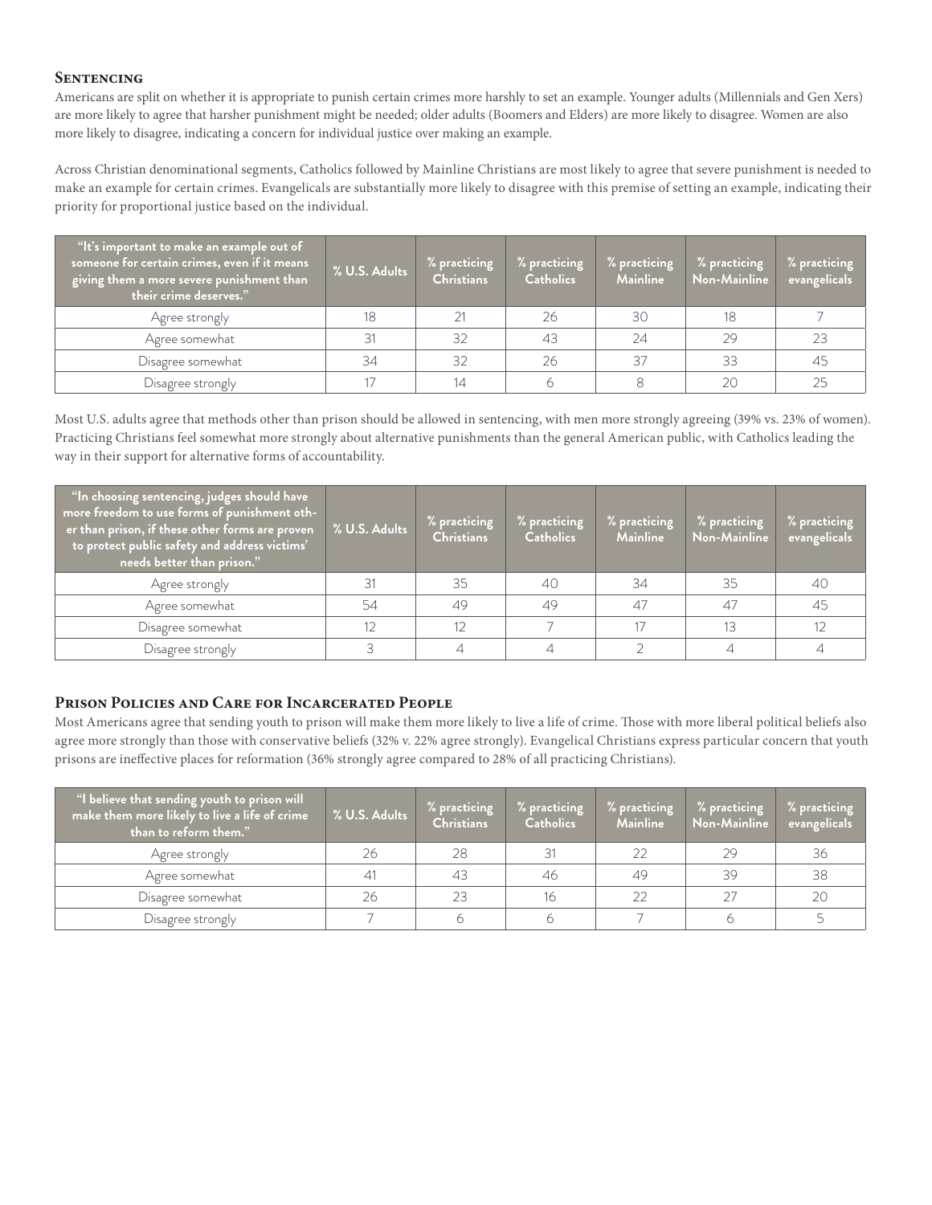## Sentencing

Americans are split on whether it is appropriate to punish certain crimes more harshly to set an example. Younger adults (Millennials and Gen Xers) are more likely to agree that harsher punishment might be needed; older adults (Boomers and Elders) are more likely to disagree. Women are also more likely to disagree, indicating a concern for individual justice over making an example.

Across Christian denominational segments, Catholics followed by Mainline Christians are most likely to agree that severe punishment is needed to make an example for certain crimes. Evangelicals are substantially more likely to disagree with this premise of setting an example, indicating their priority for proportional justice based on the individual.

| "It's important to make an example out of someone for certain crimes, even if it means giving them a more severe punishment than their crime deserves." | % U.S. Adults | % practicing Christians | % practicing Catholics | % practicing Mainline | % practicing Non-Mainline | % practicing evangelicals |
|---|---|---|---|---|---|---|
| Agree strongly | 18 | 21 | 26 | 30 | 18 | 7 |
| Agree somewhat | 31 | 32 | 43 | 24 | 29 | 23 |
| Disagree somewhat | 34 | 32 | 26 | 37 | 33 | 45 |
| Disagree strongly | 17 | 14 | 6 | 8 | 20 | 25 |

Most U.S. adults agree that methods other than prison should be allowed in sentencing, with men more strongly agreeing (39% vs. 23% of women). Practicing Christians feel somewhat more strongly about alternative punishments than the general American public, with Catholics leading the way in their support for alternative forms of accountability.

| "In choosing sentencing, judges should have more freedom to use forms of punishment other than prison, if these other forms are proven to protect public safety and address victims' needs better than prison." | % U.S. Adults | % practicing Christians | % practicing Catholics | % practicing Mainline | % practicing Non-Mainline | % practicing evangelicals |
|---|---|---|---|---|---|---|
| Agree strongly | 31 | 35 | 40 | 34 | 35 | 40 |
| Agree somewhat | 54 | 49 | 49 | 47 | 47 | 45 |
| Disagree somewhat | 12 | 12 | 7 | 17 | 13 | 12 |
| Disagree strongly | 3 | 4 | 4 | 2 | 4 | 4 |

## Prison Policies and Care for Incarcerated People

Most Americans agree that sending youth to prison will make them more likely to live a life of crime. Those with more liberal political beliefs also agree more strongly than those with conservative beliefs (32% v. 22% agree strongly). Evangelical Christians express particular concern that youth prisons are ineffective places for reformation (36% strongly agree compared to 28% of all practicing Christians).

| "I believe that sending youth to prison will make them more likely to live a life of crime than to reform them." | % U.S. Adults | % practicing Christians | % practicing Catholics | % practicing Mainline | % practicing Non-Mainline | % practicing evangelicals |
|---|---|---|---|---|---|---|
| Agree strongly | 26 | 28 | 31 | 22 | 29 | 36 |
| Agree somewhat | 41 | 43 | 46 | 49 | 39 | 38 |
| Disagree somewhat | 26 | 23 | 16 | 22 | 27 | 20 |
| Disagree strongly | 7 | 6 | 6 | 7 | 6 | 5 |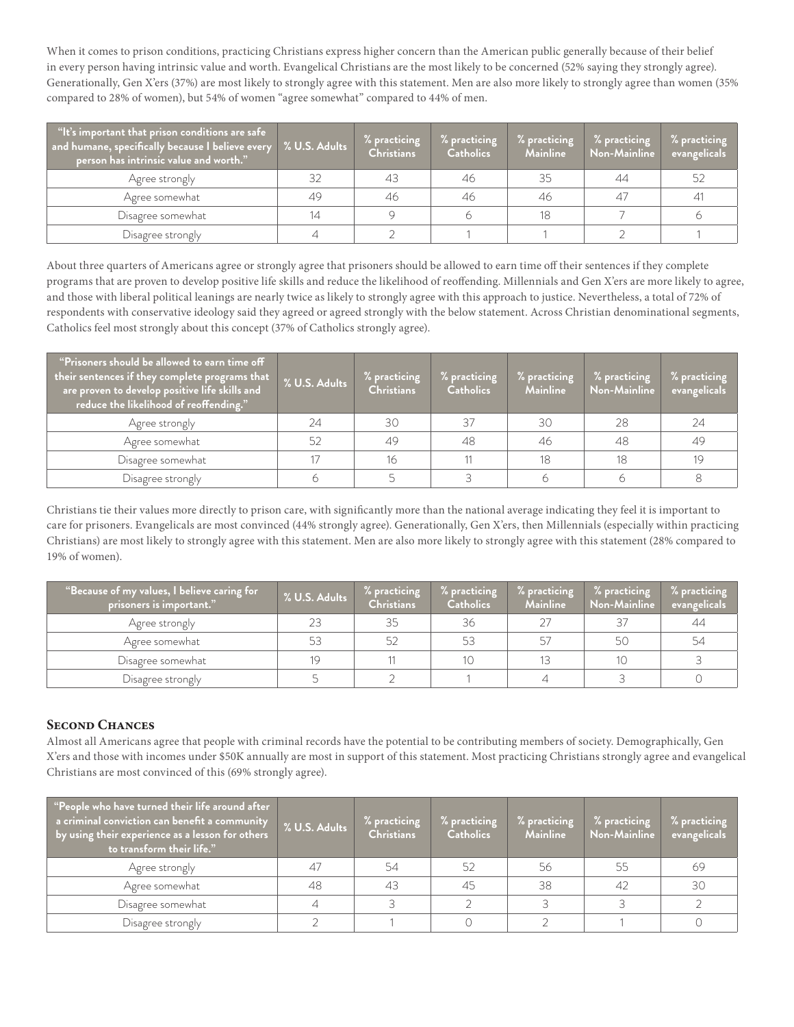When it comes to prison conditions, practicing Christians express higher concern than the American public generally because of their belief in every person having intrinsic value and worth. Evangelical Christians are the most likely to be concerned (52% saying they strongly agree). Generationally, Gen X'ers (37%) are most likely to strongly agree with this statement. Men are also more likely to strongly agree than women (35% compared to 28% of women), but 54% of women "agree somewhat" compared to 44% of men.

| "It's important that prison conditions are safe and humane, specifically because I believe every person has intrinsic value and worth." | % U.S. Adults | % practicing Christians | % practicing Catholics | % practicing Mainline | % practicing Non-Mainline | % practicing evangelicals |
|---|---|---|---|---|---|---|
| Agree strongly | 32 | 43 | 46 | 35 | 44 | 52 |
| Agree somewhat | 49 | 46 | 46 | 46 | 47 | 41 |
| Disagree somewhat | 14 | 9 | 6 | 18 | 7 | 6 |
| Disagree strongly | 4 | 2 | 1 | 1 | 2 | 1 |

About three quarters of Americans agree or strongly agree that prisoners should be allowed to earn time off their sentences if they complete programs that are proven to develop positive life skills and reduce the likelihood of reoffending. Millennials and Gen X'ers are more likely to agree, and those with liberal political leanings are nearly twice as likely to strongly agree with this approach to justice. Nevertheless, a total of 72% of respondents with conservative ideology said they agreed or agreed strongly with the below statement. Across Christian denominational segments, Catholics feel most strongly about this concept (37% of Catholics strongly agree).

| "Prisoners should be allowed to earn time off their sentences if they complete programs that are proven to develop positive life skills and reduce the likelihood of reoffending." | % U.S. Adults | % practicing Christians | % practicing Catholics | % practicing Mainline | % practicing Non-Mainline | % practicing evangelicals |
|---|---|---|---|---|---|---|
| Agree strongly | 24 | 30 | 37 | 30 | 28 | 24 |
| Agree somewhat | 52 | 49 | 48 | 46 | 48 | 49 |
| Disagree somewhat | 17 | 16 | 11 | 18 | 18 | 19 |
| Disagree strongly | 6 | 5 | 3 | 6 | 6 | 8 |

Christians tie their values more directly to prison care, with significantly more than the national average indicating they feel it is important to care for prisoners. Evangelicals are most convinced (44% strongly agree). Generationally, Gen X'ers, then Millennials (especially within practicing Christians) are most likely to strongly agree with this statement. Men are also more likely to strongly agree with this statement (28% compared to 19% of women).

| "Because of my values, I believe caring for prisoners is important." | % U.S. Adults | % practicing Christians | % practicing Catholics | % practicing Mainline | % practicing Non-Mainline | % practicing evangelicals |
|---|---|---|---|---|---|---|
| Agree strongly | 23 | 35 | 36 | 27 | 37 | 44 |
| Agree somewhat | 53 | 52 | 53 | 57 | 50 | 54 |
| Disagree somewhat | 19 | 11 | 10 | 13 | 10 | 3 |
| Disagree strongly | 5 | 2 | 1 | 4 | 3 | 0 |

## Second Chances

Almost all Americans agree that people with criminal records have the potential to be contributing members of society. Demographically, Gen X'ers and those with incomes under $50K annually are most in support of this statement. Most practicing Christians strongly agree and evangelical Christians are most convinced of this (69% strongly agree).

| "People who have turned their life around after a criminal conviction can benefit a community by using their experience as a lesson for others to transform their life." | % U.S. Adults | % practicing Christians | % practicing Catholics | % practicing Mainline | % practicing Non-Mainline | % practicing evangelicals |
|---|---|---|---|---|---|---|
| Agree strongly | 47 | 54 | 52 | 56 | 55 | 69 |
| Agree somewhat | 48 | 43 | 45 | 38 | 42 | 30 |
| Disagree somewhat | 4 | 3 | 2 | 3 | 3 | 2 |
| Disagree strongly | 2 | 1 | 0 | 2 | 1 | 0 |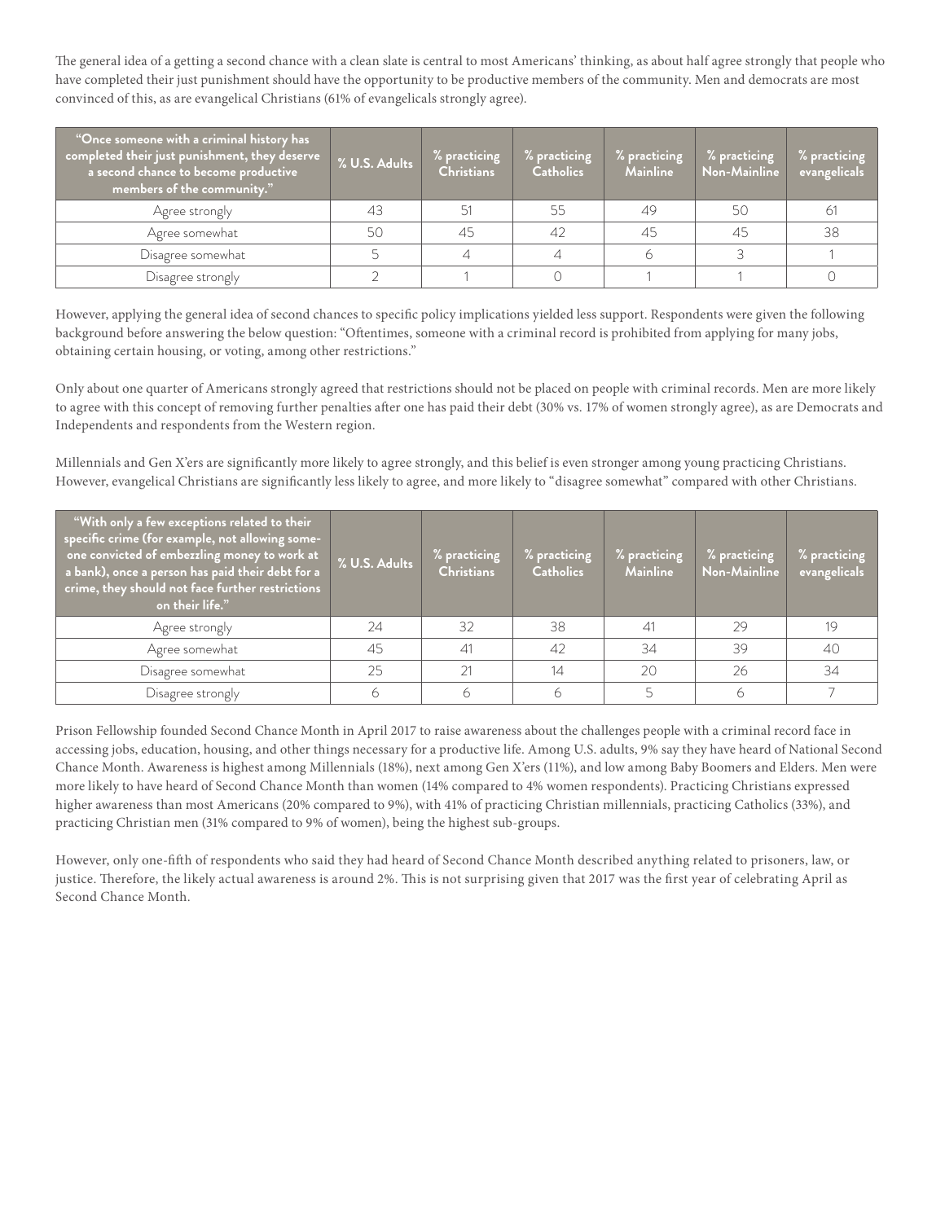The general idea of a getting a second chance with a clean slate is central to most Americans' thinking, as about half agree strongly that people who have completed their just punishment should have the opportunity to be productive members of the community. Men and democrats are most convinced of this, as are evangelical Christians (61% of evangelicals strongly agree).

| "Once someone with a criminal history has completed their just punishment, they deserve a second chance to become productive members of the community." | % U.S. Adults | % practicing Christians | % practicing Catholics | % practicing Mainline | % practicing Non-Mainline | % practicing evangelicals |
|---|---|---|---|---|---|---|
| Agree strongly | 43 | 51 | 55 | 49 | 50 | 61 |
| Agree somewhat | 50 | 45 | 42 | 45 | 45 | 38 |
| Disagree somewhat | 5 | 4 | 4 | 6 | 3 | 1 |
| Disagree strongly | 2 | 1 | 0 | 1 | 1 | 0 |

However, applying the general idea of second chances to specific policy implications yielded less support. Respondents were given the following background before answering the below question: "Oftentimes, someone with a criminal record is prohibited from applying for many jobs, obtaining certain housing, or voting, among other restrictions."

Only about one quarter of Americans strongly agreed that restrictions should not be placed on people with criminal records. Men are more likely to agree with this concept of removing further penalties after one has paid their debt (30% vs. 17% of women strongly agree), as are Democrats and Independents and respondents from the Western region.

Millennials and Gen X'ers are significantly more likely to agree strongly, and this belief is even stronger among young practicing Christians. However, evangelical Christians are significantly less likely to agree, and more likely to "disagree somewhat" compared with other Christians.

| "With only a few exceptions related to their specific crime (for example, not allowing someone convicted of embezzling money to work at a bank), once a person has paid their debt for a crime, they should not face further restrictions on their life." | % U.S. Adults | % practicing Christians | % practicing Catholics | % practicing Mainline | % practicing Non-Mainline | % practicing evangelicals |
|---|---|---|---|---|---|---|
| Agree strongly | 24 | 32 | 38 | 41 | 29 | 19 |
| Agree somewhat | 45 | 41 | 42 | 34 | 39 | 40 |
| Disagree somewhat | 25 | 21 | 14 | 20 | 26 | 34 |
| Disagree strongly | 6 | 6 | 6 | 5 | 6 | 7 |

Prison Fellowship founded Second Chance Month in April 2017 to raise awareness about the challenges people with a criminal record face in accessing jobs, education, housing, and other things necessary for a productive life. Among U.S. adults, 9% say they have heard of National Second Chance Month. Awareness is highest among Millennials (18%), next among Gen X'ers (11%), and low among Baby Boomers and Elders. Men were more likely to have heard of Second Chance Month than women (14% compared to 4% women respondents). Practicing Christians expressed higher awareness than most Americans (20% compared to 9%), with 41% of practicing Christian millennials, practicing Catholics (33%), and practicing Christian men (31% compared to 9% of women), being the highest sub-groups.

However, only one-fifth of respondents who said they had heard of Second Chance Month described anything related to prisoners, law, or justice. Therefore, the likely actual awareness is around 2%. This is not surprising given that 2017 was the first year of celebrating April as Second Chance Month.